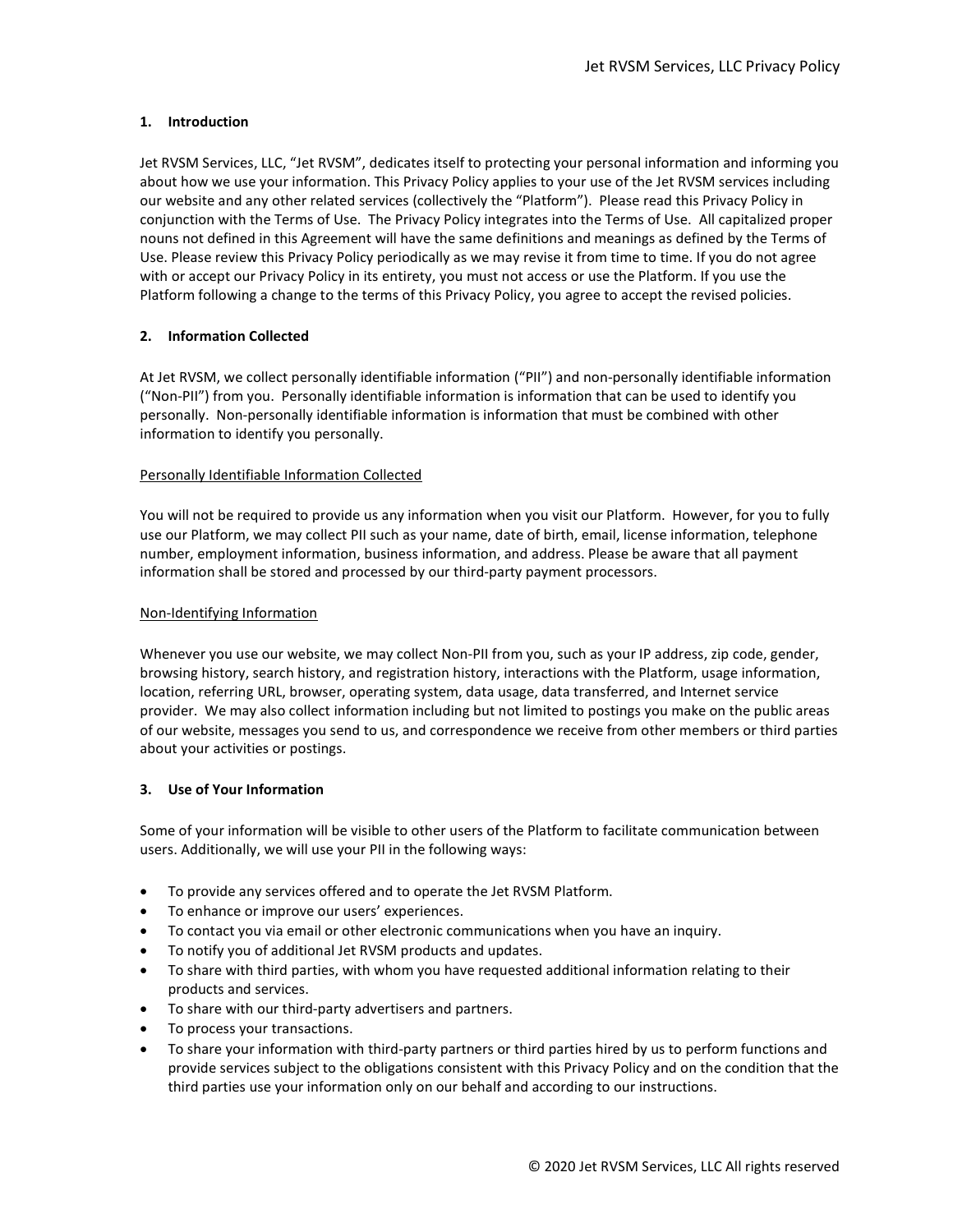## 1. Introduction

Jet RVSM Services, LLC, "Jet RVSM", dedicates itself to protecting your personal information and informing you about how we use your information. This Privacy Policy applies to your use of the Jet RVSM services including our website and any other related services (collectively the "Platform"). Please read this Privacy Policy in conjunction with the Terms of Use. The Privacy Policy integrates into the Terms of Use. All capitalized proper nouns not defined in this Agreement will have the same definitions and meanings as defined by the Terms of Use. Please review this Privacy Policy periodically as we may revise it from time to time. If you do not agree with or accept our Privacy Policy in its entirety, you must not access or use the Platform. If you use the Platform following a change to the terms of this Privacy Policy, you agree to accept the revised policies.

## 2. Information Collected

At Jet RVSM, we collect personally identifiable information ("PII") and non-personally identifiable information ("Non-PII") from you. Personally identifiable information is information that can be used to identify you personally. Non-personally identifiable information is information that must be combined with other information to identify you personally.

### Personally Identifiable Information Collected

You will not be required to provide us any information when you visit our Platform. However, for you to fully use our Platform, we may collect PII such as your name, date of birth, email, license information, telephone number, employment information, business information, and address. Please be aware that all payment information shall be stored and processed by our third-party payment processors.

### Non-Identifying Information

Whenever you use our website, we may collect Non-PII from you, such as your IP address, zip code, gender, browsing history, search history, and registration history, interactions with the Platform, usage information, location, referring URL, browser, operating system, data usage, data transferred, and Internet service provider. We may also collect information including but not limited to postings you make on the public areas of our website, messages you send to us, and correspondence we receive from other members or third parties about your activities or postings.

## 3. Use of Your Information

Some of your information will be visible to other users of the Platform to facilitate communication between users. Additionally, we will use your PII in the following ways:

- To provide any services offered and to operate the Jet RVSM Platform.
- To enhance or improve our users' experiences.
- To contact you via email or other electronic communications when you have an inquiry.
- To notify you of additional Jet RVSM products and updates.
- To share with third parties, with whom you have requested additional information relating to their products and services.
- To share with our third-party advertisers and partners.
- To process your transactions.
- To share your information with third-party partners or third parties hired by us to perform functions and provide services subject to the obligations consistent with this Privacy Policy and on the condition that the third parties use your information only on our behalf and according to our instructions.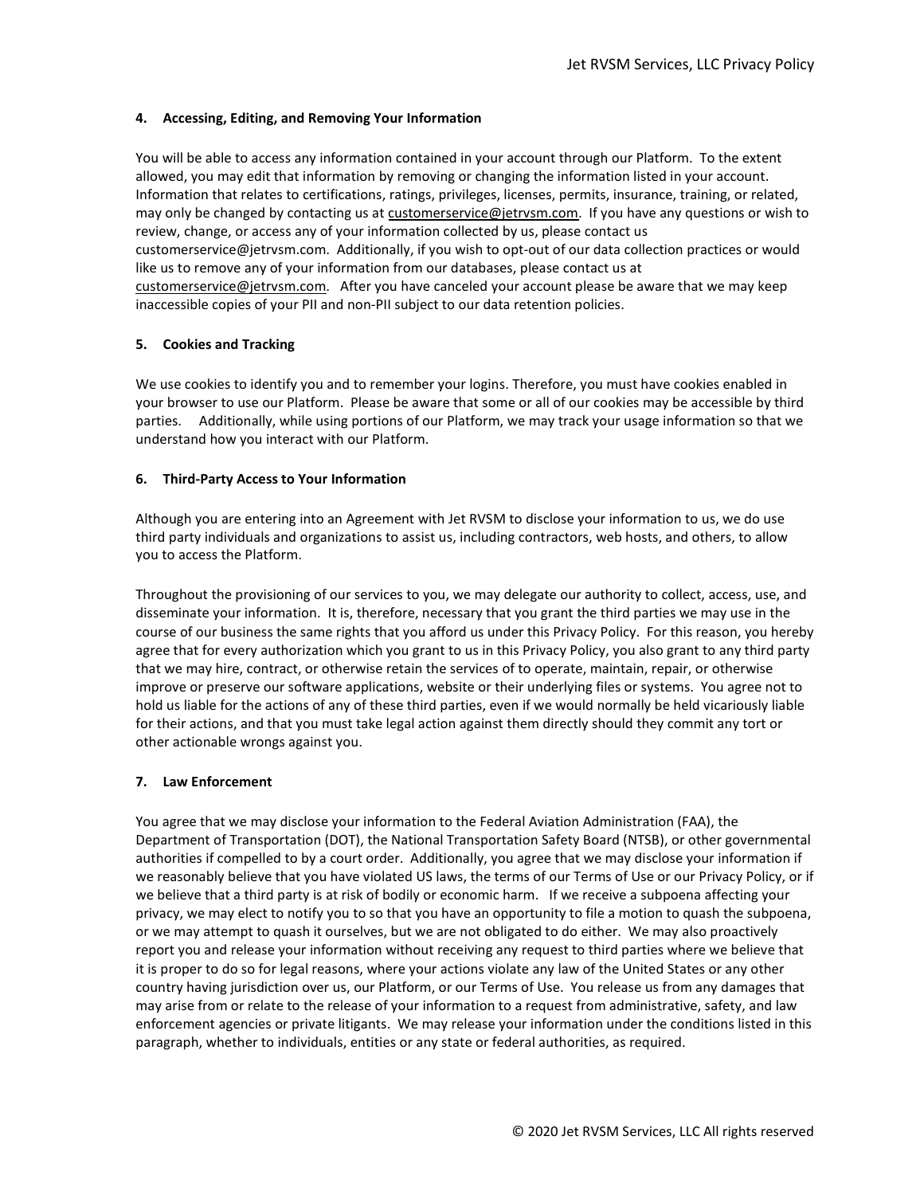### 4. Accessing, Editing, and Removing Your Information

You will be able to access any information contained in your account through our Platform. To the extent allowed, you may edit that information by removing or changing the information listed in your account. Information that relates to certifications, ratings, privileges, licenses, permits, insurance, training, or related, may only be changed by contacting us at customerservice@jetrvsm.com. If you have any questions or wish to review, change, or access any of your information collected by us, please contact us customerservice@jetrvsm.com. Additionally, if you wish to opt-out of our data collection practices or would like us to remove any of your information from our databases, please contact us at customerservice@jetrvsm.com. After you have canceled your account please be aware that we may keep inaccessible copies of your PII and non-PII subject to our data retention policies.

### 5. Cookies and Tracking

We use cookies to identify you and to remember your logins. Therefore, you must have cookies enabled in your browser to use our Platform. Please be aware that some or all of our cookies may be accessible by third parties. Additionally, while using portions of our Platform, we may track your usage information so that we understand how you interact with our Platform.

### 6. Third-Party Access to Your Information

Although you are entering into an Agreement with Jet RVSM to disclose your information to us, we do use third party individuals and organizations to assist us, including contractors, web hosts, and others, to allow you to access the Platform.

Throughout the provisioning of our services to you, we may delegate our authority to collect, access, use, and disseminate your information. It is, therefore, necessary that you grant the third parties we may use in the course of our business the same rights that you afford us under this Privacy Policy. For this reason, you hereby agree that for every authorization which you grant to us in this Privacy Policy, you also grant to any third party that we may hire, contract, or otherwise retain the services of to operate, maintain, repair, or otherwise improve or preserve our software applications, website or their underlying files or systems. You agree not to hold us liable for the actions of any of these third parties, even if we would normally be held vicariously liable for their actions, and that you must take legal action against them directly should they commit any tort or other actionable wrongs against you.

### 7. Law Enforcement

You agree that we may disclose your information to the Federal Aviation Administration (FAA), the Department of Transportation (DOT), the National Transportation Safety Board (NTSB), or other governmental authorities if compelled to by a court order. Additionally, you agree that we may disclose your information if we reasonably believe that you have violated US laws, the terms of our Terms of Use or our Privacy Policy, or if we believe that a third party is at risk of bodily or economic harm. If we receive a subpoena affecting your privacy, we may elect to notify you to so that you have an opportunity to file a motion to quash the subpoena, or we may attempt to quash it ourselves, but we are not obligated to do either. We may also proactively report you and release your information without receiving any request to third parties where we believe that it is proper to do so for legal reasons, where your actions violate any law of the United States or any other country having jurisdiction over us, our Platform, or our Terms of Use. You release us from any damages that may arise from or relate to the release of your information to a request from administrative, safety, and law enforcement agencies or private litigants. We may release your information under the conditions listed in this paragraph, whether to individuals, entities or any state or federal authorities, as required.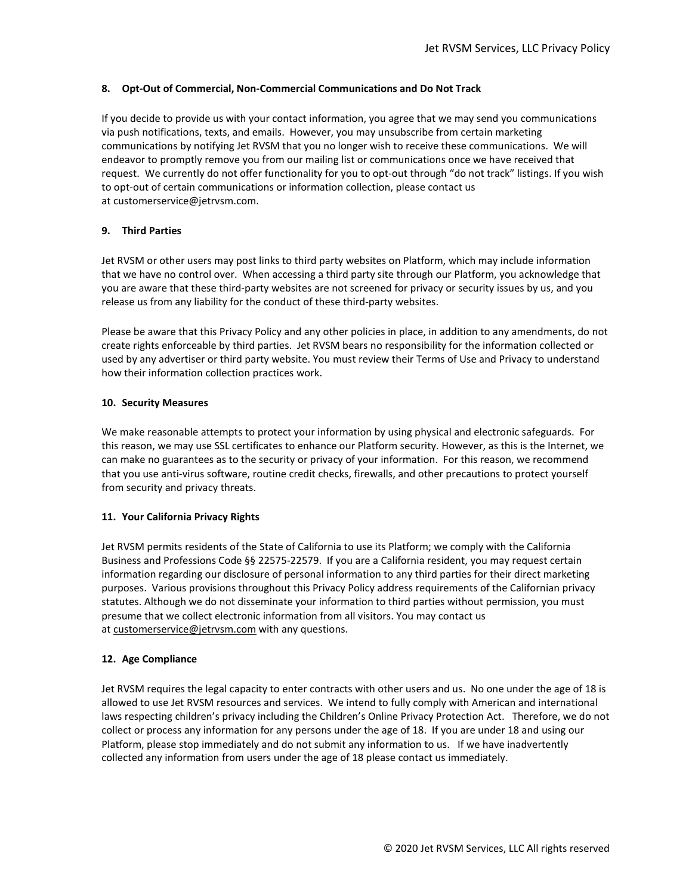**8. Opt-Out of Commercial, Non-Commercial Communications and Do Not Track**

If you decide to provide us with your contact information, you agree that we may send you communications via push notifications, texts, and emails. However, you may unsubscribe from certain marketing communications by notifying Jet RVSM that you no longer wish to receive these communications. We will endeavor to promptly remove you from our mailing list or communications once we have received that request. We currently do not offer functionality for you to opt-out through "do not track" listings. If you wish to opt-out of certain communications or information collection, please contact us at customerservice@jetrvsm.com.

**9. Third Parties**

Jet RVSM or other users may post links to third party websites on Platform, which may include information that we have no control over. When accessing a third party site through our Platform, you acknowledge that you are aware that these third-party websites are not screened for privacy or security issues by us, and you release us from any liability for the conduct of these third-party websites.

Please be aware that this Privacy Policy and any other policies in place, in addition to any amendments, do not create rights enforceable by third parties. Jet RVSM bears no responsibility for the information collected or used by any advertiser or third party website. You must review their Terms of Use and Privacy to understand how their information collection practices work.

**10. Security Measures**

We make reasonable attempts to protect your information by using physical and electronic safeguards. For this reason, we may use SSL certificates to enhance our Platform security. However, as this is the Internet, we can make no guarantees as to the security or privacy of your information. For this reason, we recommend that you use anti-virus software, routine credit checks, firewalls, and other precautions to protect yourself from security and privacy threats.

**11. Your California Privacy Rights**

Jet RVSM permits residents of the State of California to use its Platform; we comply with the California Business and Professions Code §§ 22575-22579. If you are a California resident, you may request certain information regarding our disclosure of personal information to any third parties for their direct marketing purposes. Various provisions throughout this Privacy Policy address requirements of the Californian privacy statutes. Although we do not disseminate your information to third parties without permission, you must presume that we collect electronic information from all visitors. You may contact us at customerservice@jetrvsm.com with any questions.

**12. Age Compliance**

Jet RVSM requires the legal capacity to enter contracts with other users and us. No one under the age of 18 is allowed to use Jet RVSM resources and services. We intend to fully comply with American and international laws respecting children's privacy including the Children's Online Privacy Protection Act. Therefore, we do not collect or process any information for any persons under the age of 18. If you are under 18 and using our Platform, please stop immediately and do not submit any information to us. If we have inadvertently collected any information from users under the age of 18 please contact us immediately.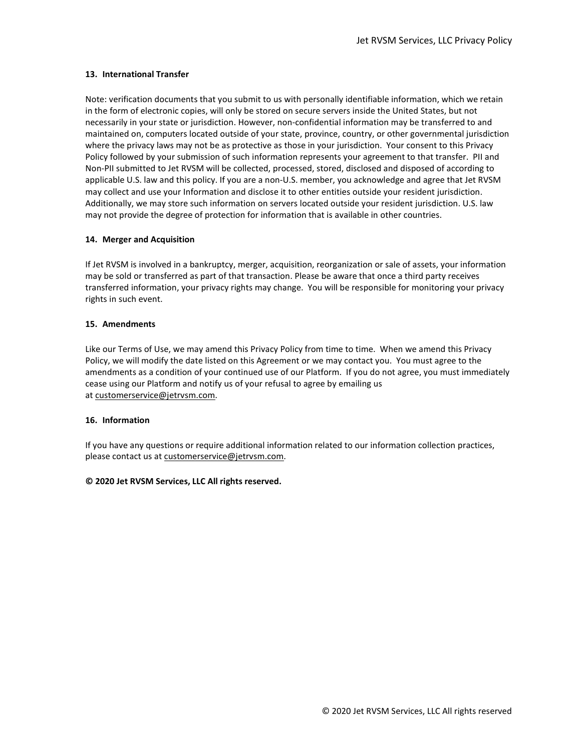**13. International Transfer**

Note: verification documents that you submit to us with personally identifiable information, which we retain in the form of electronic copies, will only be stored on secure servers inside the United States, but not necessarily in your state or jurisdiction. However, non-confidential information may be transferred to and maintained on, computers located outside of your state, province, country, or other governmental jurisdiction where the privacy laws may not be as protective as those in your jurisdiction. Your consent to this Privacy Policy followed by your submission of such information represents your agreement to that transfer. PII and Non-PII submitted to Jet RVSM will be collected, processed, stored, disclosed and disposed of according to applicable U.S. law and this policy. If you are a non-U.S. member, you acknowledge and agree that Jet RVSM may collect and use your Information and disclose it to other entities outside your resident jurisdiction. Additionally, we may store such information on servers located outside your resident jurisdiction. U.S. law may not provide the degree of protection for information that is available in other countries.

**14. Merger and Acquisition**

If Jet RVSM is involved in a bankruptcy, merger, acquisition, reorganization or sale of assets, your information may be sold or transferred as part of that transaction. Please be aware that once a third party receives transferred information, your privacy rights may change. You will be responsible for monitoring your privacy rights in such event.

**15. Amendments**

Like our Terms of Use, we may amend this Privacy Policy from time to time. When we amend this Privacy Policy, we will modify the date listed on this Agreement or we may contact you. You must agree to the amendments as a condition of your continued use of our Platform. If you do not agree, you must immediately cease using our Platform and notify us of your refusal to agree by emailing us at customerservice@jetrvsm.com.

**16. Information**

If you have any questions or require additional information related to our information collection practices, please contact us at customerservice@jetrvsm.com.

**© 2020 Jet RVSM Services, LLC All rights reserved.**